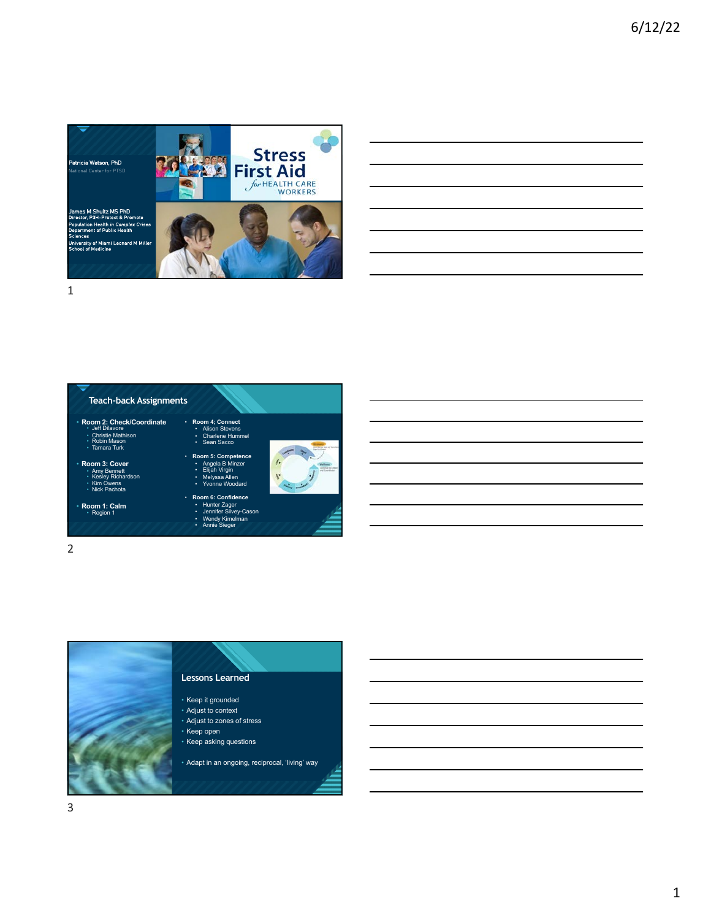Patricia Watson, PhD
National Center for PTSD

James M Shultz MS PhD
Director, P3H-Protect & Promote
Population Health *in Complex Crises*
Department of Public Health Sciences
University of Miami Leonard M Miller School of Medicine

# Stress First Aid

*for* HEALTH CARE WORKERS

## Teach-back Assignments

- **Room 2: Check/Coordinate**
  - Jeff Dilavore
  - Christie Mathison
  - Robin Mason
  - Tamara Turk
- **Room 3: Cover**
  - Amy Bennett
  - Kesley Richardson
  - Kim Owens
  - Nick Pachota
- **Room 1: Calm**
  - Region 1
- **Room 4: Connect**
  - Alison Stevens
  - Charlene Hummel
  - Sean Sacco
- **Room 5: Competence**
  - Angela B Minzer
  - Elijah Virgin
  - Melyssa Allen
  - Yvonne Woodard
- **Room 6: Confidence**
  - Hunter Zager
  - Jennifer Silvey-Cason
  - Wendy Kimelman
  - Annie Sieger

## Lessons Learned

- Keep it grounded
- Adjust to context
- Adjust to zones of stress
- Keep open
- Keep asking questions

- Adapt in an ongoing, reciprocal, 'living' way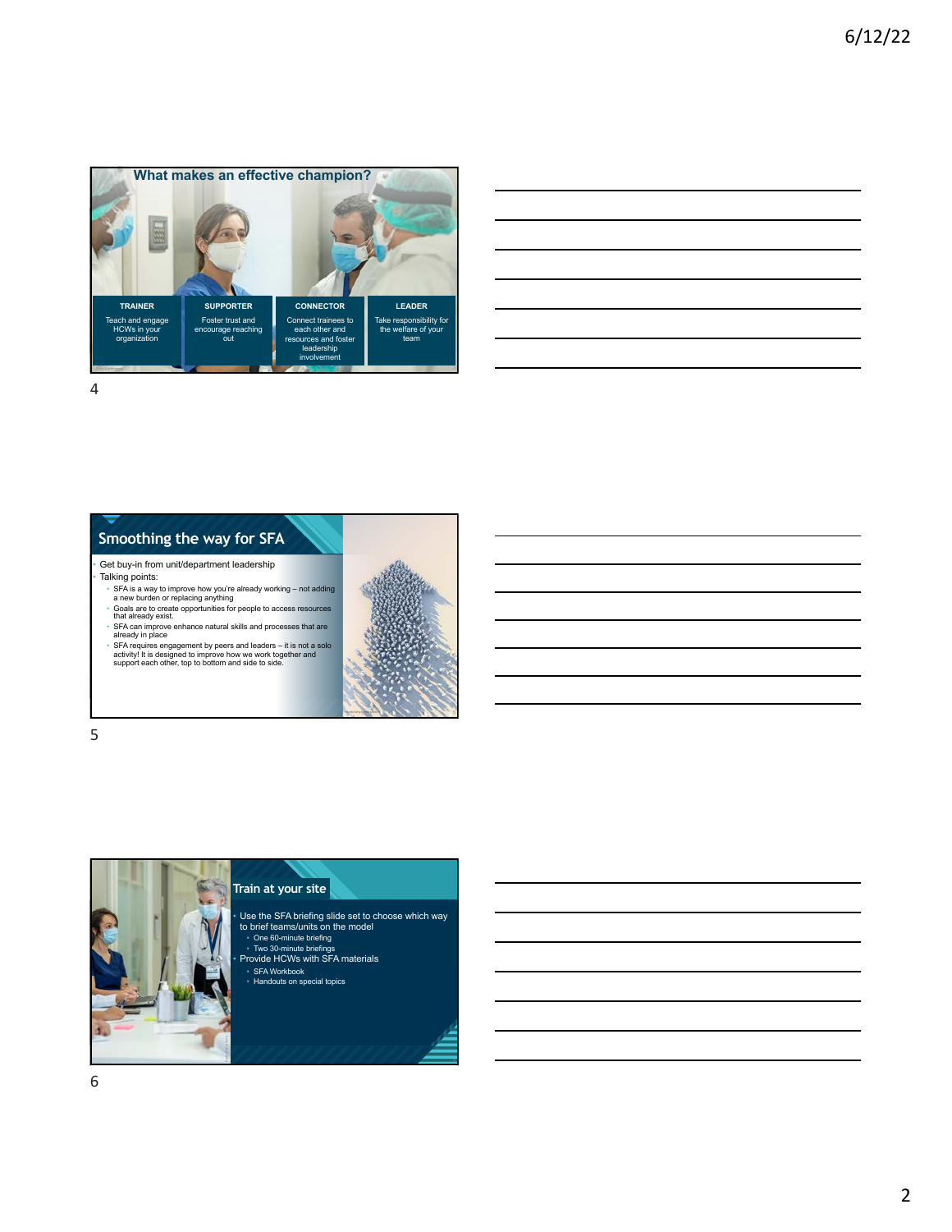## What makes an effective champion?

| TRAINER | SUPPORTER | CONNECTOR | LEADER |
|---|---|---|---|
| Teach and engage HCWs in your organization | Foster trust and encourage reaching out | Connect trainees to each other and resources and foster leadership involvement | Take responsibility for the welfare of your team |

## Smoothing the way for SFA

- Get buy-in from unit/department leadership
- Talking points:
  - SFA is a way to improve how you're already working – not adding a new burden or replacing anything
  - Goals are to create opportunities for people to access resources that already exist.
  - SFA can improve enhance natural skills and processes that are already in place
  - SFA requires engagement by peers and leaders – it is not a solo activity! It is designed to improve how we work together and support each other, top to bottom and side to side.

## Train at your site

- Use the SFA briefing slide set to choose which way to brief teams/units on the model
  - One 60-minute briefing
  - Two 30-minute briefings
- Provide HCWs with SFA materials
  - SFA Workbook
  - Handouts on special topics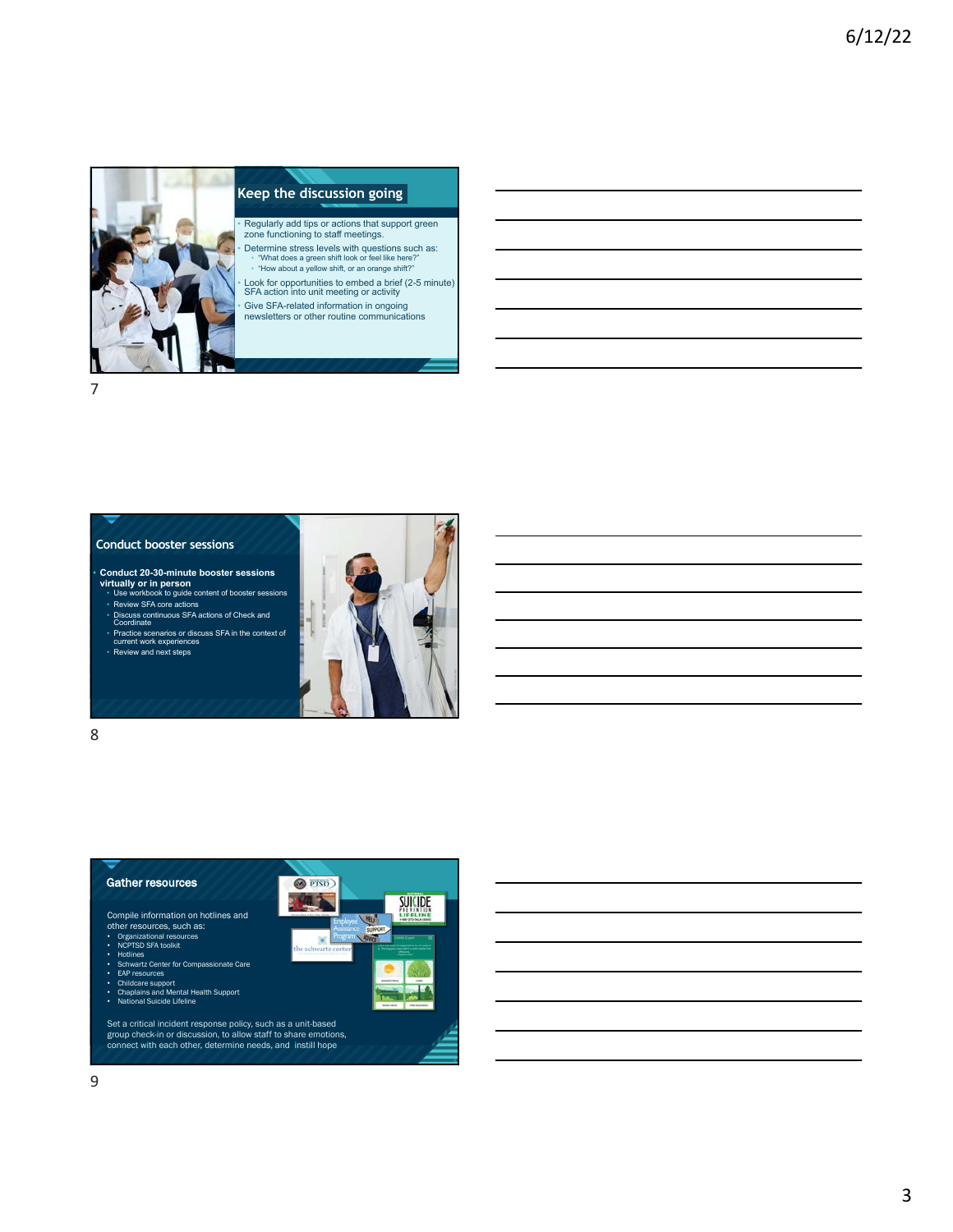## Keep the discussion going

- Regularly add tips or actions that support green zone functioning to staff meetings.
- Determine stress levels with questions such as:
  - "What does a green shift look or feel like here?"
  - "How about a yellow shift, or an orange shift?"
- Look for opportunities to embed a brief (2-5 minute) SFA action into unit meeting or activity
- Give SFA-related information in ongoing newsletters or other routine communications

## Conduct booster sessions

- **Conduct 20-30-minute booster sessions virtually or in person**
  - Use workbook to guide content of booster sessions
  - Review SFA core actions
  - Discuss continuous SFA actions of Check and Coordinate
  - Practice scenarios or discuss SFA in the context of current work experiences
  - Review and next steps

## Gather resources

Compile information on hotlines and other resources, such as:

- Organizational resources
- NCPTSD SFA toolkit
- Hotlines
- Schwartz Center for Compassionate Care
- EAP resources
- Childcare support
- Chaplains and Mental Health Support
- National Suicide Lifeline

Set a critical incident response policy, such as a unit-based group check-in or discussion, to allow staff to share emotions, connect with each other, determine needs, and instill hope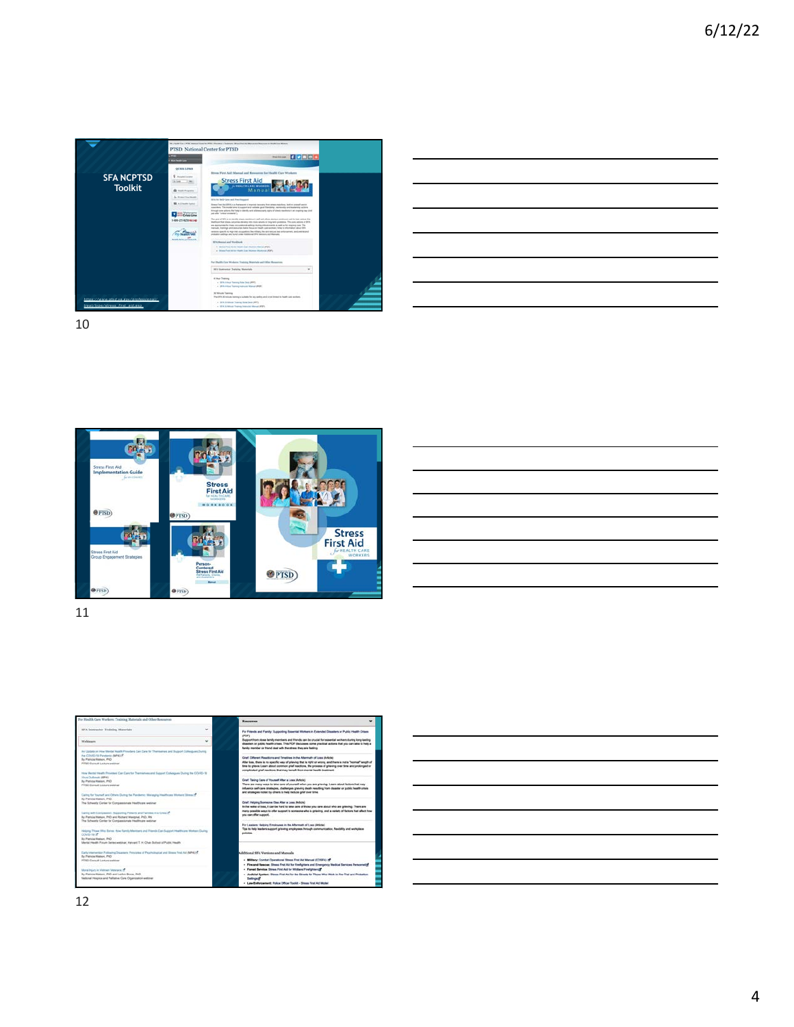## SFA NCPTSD Toolkit

https://www.ptsd.va.gov/professional/treat/type/stress_first_aid.asp

PTSD: National Center for PTSD

Stress First Aid Manual and Resources for Health Care Workers

Stress First Aid for Health Care Workers Manual

---

Stress First Aid Implementation Guide

Stress First Aid for Health Care Workers Workbook

Stress First Aid Group Engagement Strategies

Person-Centered Stress First Aid

Stress First Aid for Health Care Workers

---

For Health Care Workers: Training Materials and Other Resources

SFA Instructor Training Materials

Webinars

Resources

Additional SFA Versions and Manuals

- Military: Combat Operational Stress First Aid Manual (COSFA)
- Fire and Rescue: Stress First Aid for Firefighters and Emergency Medical Services Personnel
- Forest Service: Stress First Aid for Wildland Firefighters
- Judicial System: Stress First Aid for the Streets for Those Who Work in the Trial and Probation Settings
- Law Enforcement: Police Officer Toolkit - Stress First Aid Model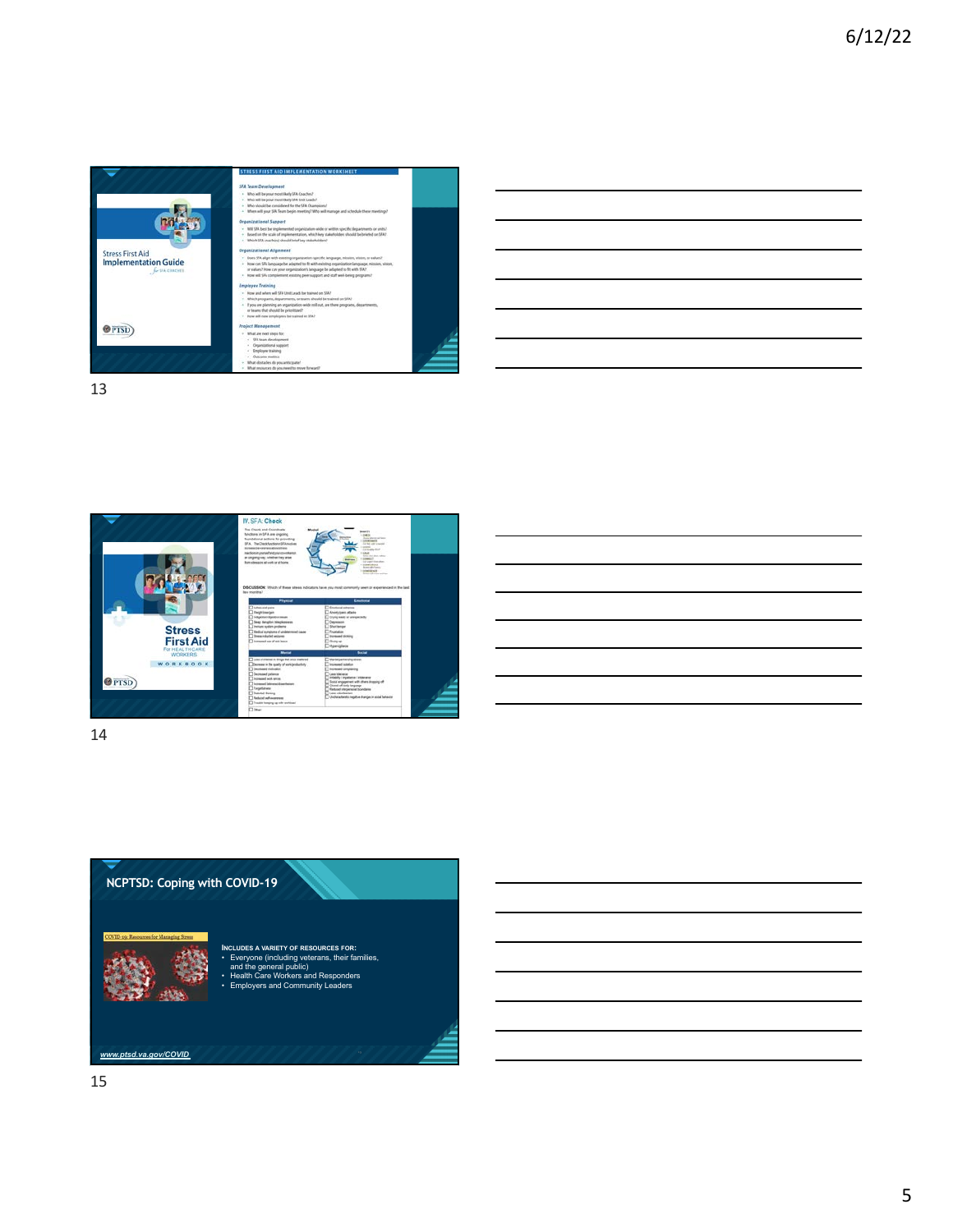Stress First Aid Implementation Guide for SFA coaches

STRESS FIRST AID IMPLEMENTATION WORKSHEET

*SFA Team Development*
- Who will be your most likely SFA Coaches?
- Who will be your most likely SFA Unit Leads?
- Who should be considered for the SFA Champions?
- When will your SFA Team begin meeting? Who will manage and schedule these meetings?

*Organizational Support*
- Will SFA best be implemented organization-wide or within specific departments or units?
- Based on the scale of implementation, which key stakeholders should be briefed on SFA?
- Which SFA coaches should brief key stakeholders?

*Organizational Alignment*
- Does SFA align with existing organization-specific language, mission, vision, or values?
- How can SFA language be adapted to fit with existing organization language, mission, vision, or values? How can your organization's language be adapted to fit with SFA?
- How will SFA complement existing peer support and staff well-being programs?

*Employee Training*
- How and when will SFA Unit Leads be trained on SFA?
- Which programs, departments, or teams should be trained on SFA?
- If you are planning an organization-wide roll out, are there programs, departments, or teams that should be prioritized?
- How will new employees be trained in SFA?

*Project Management*
- What are next steps for:
  - SFA team development
  - Organizational support
  - Employee training
  - Outcome metrics
- What obstacles do you anticipate?
- What resources do you need to move forward?

Stress First Aid For HEALTHCARE WORKERS WORKBOOK

IV. SFA: Check

DISCUSSION: Which of these stress indicators have you most commonly seen or experienced in the last two months?

# NCPTSD: Coping with COVID-19

COVID-19: Resources for Managing Stress

**INCLUDES A VARIETY OF RESOURCES FOR:**
- Everyone (including veterans, their families, and the general public)
- Health Care Workers and Responders
- Employers and Community Leaders

*www.ptsd.va.gov/COVID*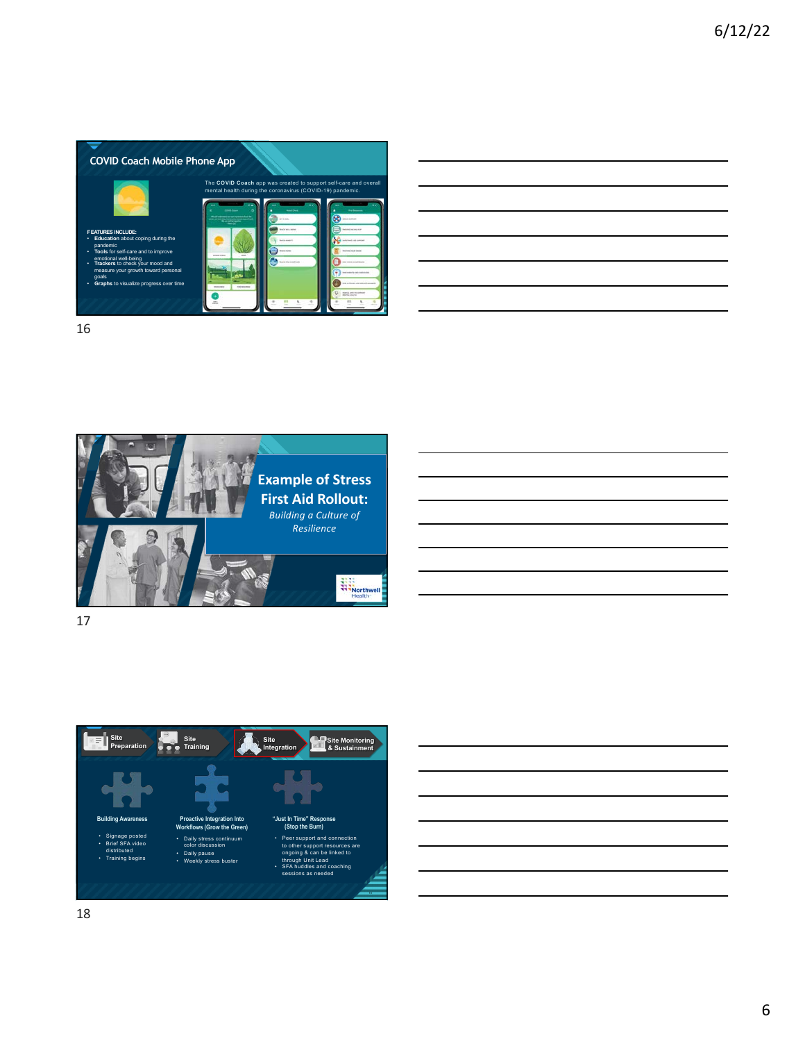## COVID Coach Mobile Phone App

The **COVID Coach** app was created to support self-care and overall mental health during the coronavirus (COVID-19) pandemic.

FEATURES INCLUDE:

- **Education** about coping during the pandemic
- **Tools** for self-care and to improve emotional well-being
- **Trackers** to check your mood and measure your growth toward personal goals
- **Graphs** to visualize progress over time

## Example of Stress First Aid Rollout:

*Building a Culture of Resilience*

Northwell Health

Site Preparation → Site Training → Site Integration → Site Monitoring & Sustainment

**Building Awareness**

- Signage posted
- Brief SFA video distributed
- Training begins

**Proactive Integration Into Workflows (Grow the Green)**

- Daily stress continuum color discussion
- Daily pause
- Weekly stress buster

**"Just In Time" Response (Stop the Burn)**

- Peer support and connection to other support resources are ongoing & can be linked to through Unit Lead
- SFA huddles and coaching sessions as needed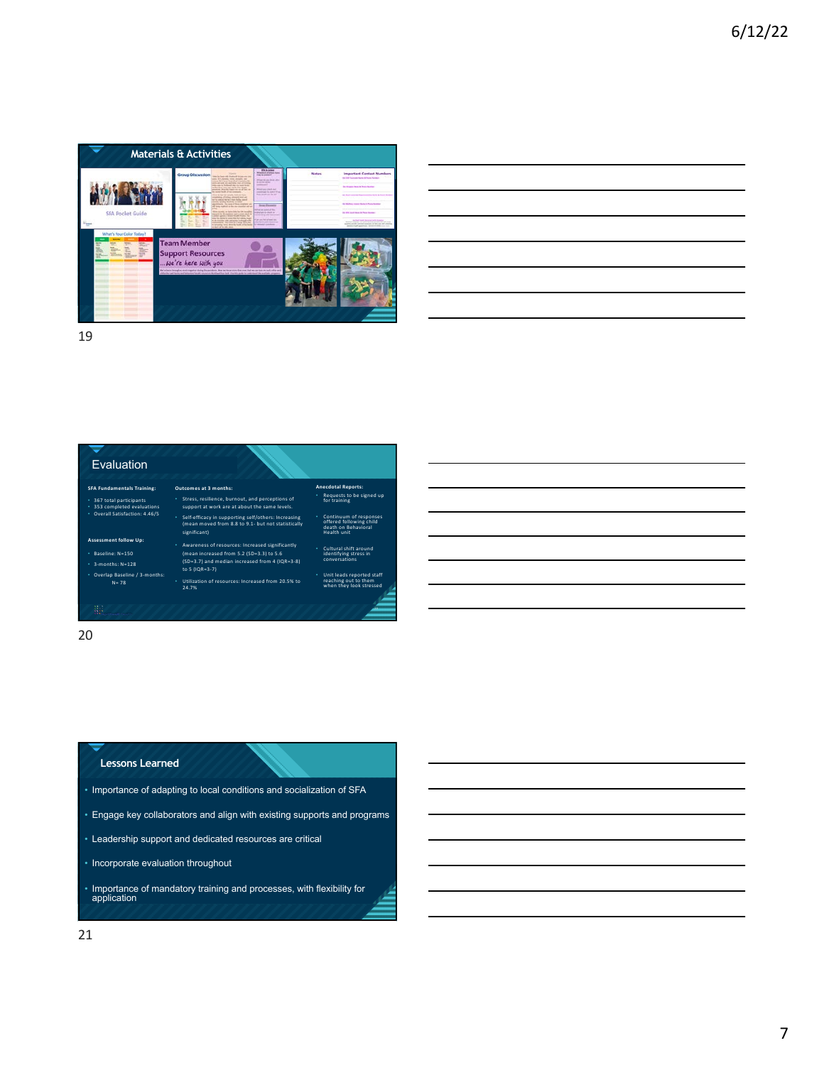## Materials & Activities

SFA Pocket Guide

Group Discussion

Notes

Important Contact Numbers

What's Your Color Today?

Team Member Support Resources ...We're here with you

## Evaluation

**SFA Fundamentals Training:**

- 367 total participants
- 353 completed evaluations
- Overall Satisfaction: 4.46/5

**Assessment follow Up:**

- Baseline: N=150
- 3-months: N=128
- Overlap Baseline / 3-months: N= 78

**Outcomes at 3 months:**

- Stress, resilience, burnout, and perceptions of support at work are at about the same levels.
- Self-efficacy in supporting self/others: Increasing (mean moved from 8.8 to 9.1- but not statistically significant)
- Awareness of resources: Increased significantly (mean increased from 5.2 (SD=3.3) to 5.6 (SD=3.7) and median increased from 4 (IQR=3-8) to 5 (IQR=3-7)
- Utilization of resources: Increased from 20.5% to 24.7%

**Anecdotal Reports:**

- Requests to be signed up for training
- Continuum of responses offered following child death on Behavioral Health unit
- Cultural shift around identifying stress in conversations
- Unit leads reported staff reaching out to them when they look stressed

## Lessons Learned

- Importance of adapting to local conditions and socialization of SFA
- Engage key collaborators and align with existing supports and programs
- Leadership support and dedicated resources are critical
- Incorporate evaluation throughout
- Importance of mandatory training and processes, with flexibility for application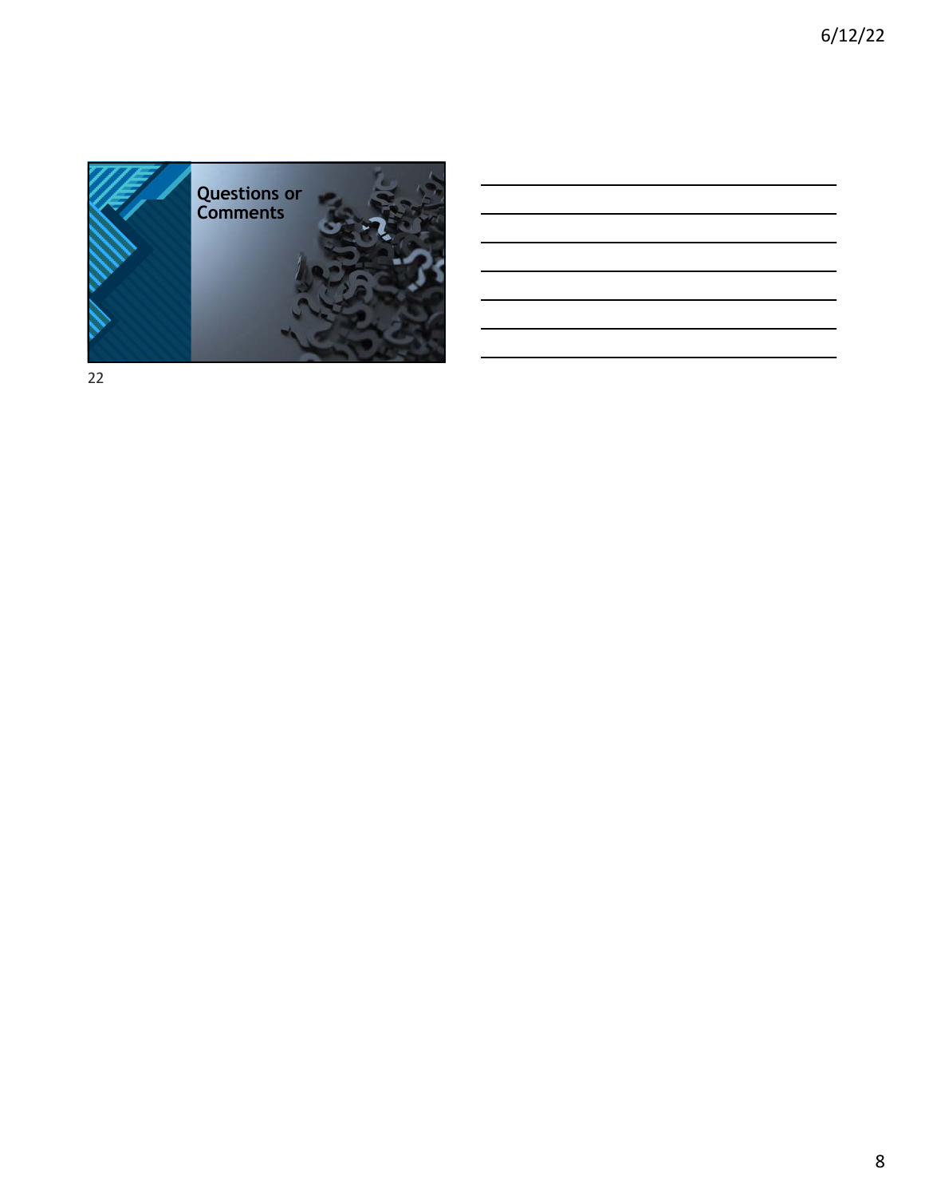Questions or Comments